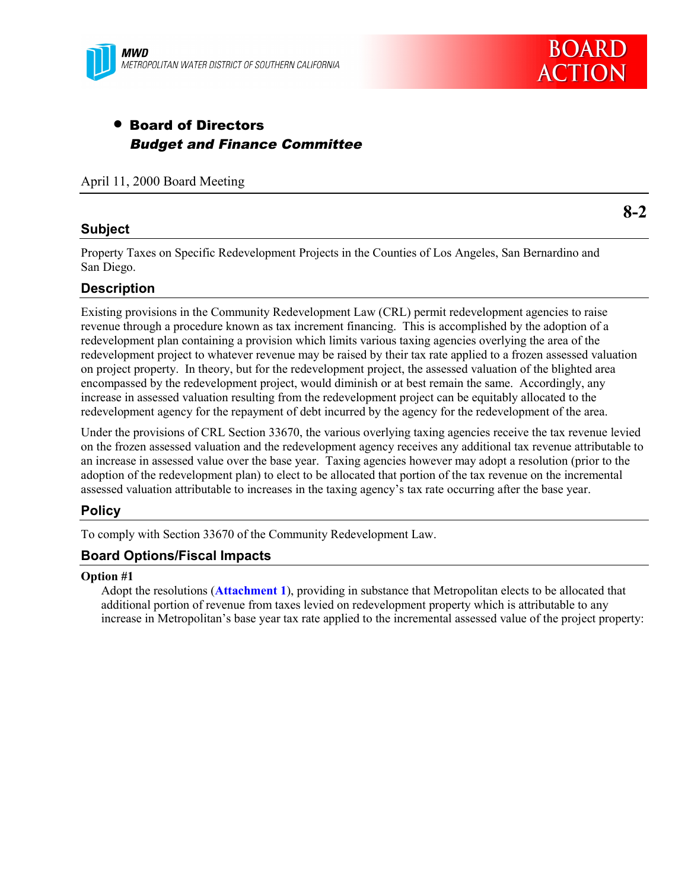MWD
METROPOLITAN WATER DISTRICT OF SOUTHERN CALIFORNIA

# BOARD ACTION

- **Board of Directors**
  ***Budget and Finance Committee***

April 11, 2000 Board Meeting

**8-2**

## Subject

Property Taxes on Specific Redevelopment Projects in the Counties of Los Angeles, San Bernardino and San Diego.

## Description

Existing provisions in the Community Redevelopment Law (CRL) permit redevelopment agencies to raise revenue through a procedure known as tax increment financing. This is accomplished by the adoption of a redevelopment plan containing a provision which limits various taxing agencies overlying the area of the redevelopment project to whatever revenue may be raised by their tax rate applied to a frozen assessed valuation on project property. In theory, but for the redevelopment project, the assessed valuation of the blighted area encompassed by the redevelopment project, would diminish or at best remain the same. Accordingly, any increase in assessed valuation resulting from the redevelopment project can be equitably allocated to the redevelopment agency for the repayment of debt incurred by the agency for the redevelopment of the area.

Under the provisions of CRL Section 33670, the various overlying taxing agencies receive the tax revenue levied on the frozen assessed valuation and the redevelopment agency receives any additional tax revenue attributable to an increase in assessed value over the base year. Taxing agencies however may adopt a resolution (prior to the adoption of the redevelopment plan) to elect to be allocated that portion of the tax revenue on the incremental assessed valuation attributable to increases in the taxing agency's tax rate occurring after the base year.

## Policy

To comply with Section 33670 of the Community Redevelopment Law.

## Board Options/Fiscal Impacts

**Option #1**

Adopt the resolutions (**Attachment 1**), providing in substance that Metropolitan elects to be allocated that additional portion of revenue from taxes levied on redevelopment property which is attributable to any increase in Metropolitan's base year tax rate applied to the incremental assessed value of the project property: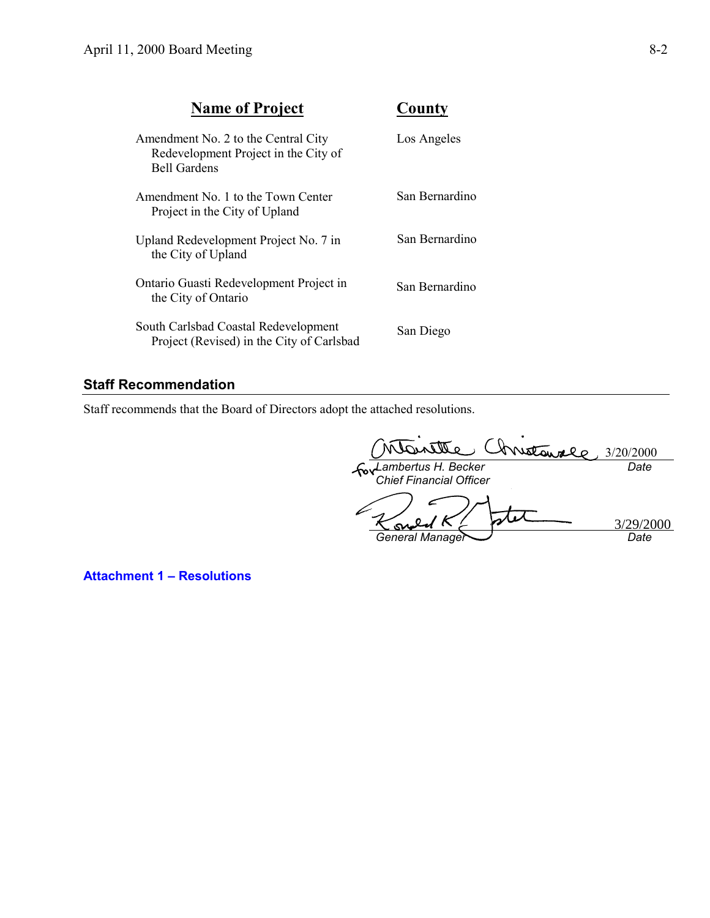| Name of Project | County |
|---|---|
| Amendment No. 2 to the Central City Redevelopment Project in the City of Bell Gardens | Los Angeles |
| Amendment No. 1 to the Town Center Project in the City of Upland | San Bernardino |
| Upland Redevelopment Project No. 7 in the City of Upland | San Bernardino |
| Ontario Guasti Redevelopment Project in the City of Ontario | San Bernardino |
| South Carlsbad Coastal Redevelopment Project (Revised) in the City of Carlsbad | San Diego |

## Staff Recommendation

Staff recommends that the Board of Directors adopt the attached resolutions.

for *Lambertus H. Becker*
*Chief Financial Officer* — 3/20/2000 *Date*

*General Manager* — 3/29/2000 *Date*

**Attachment 1 – Resolutions**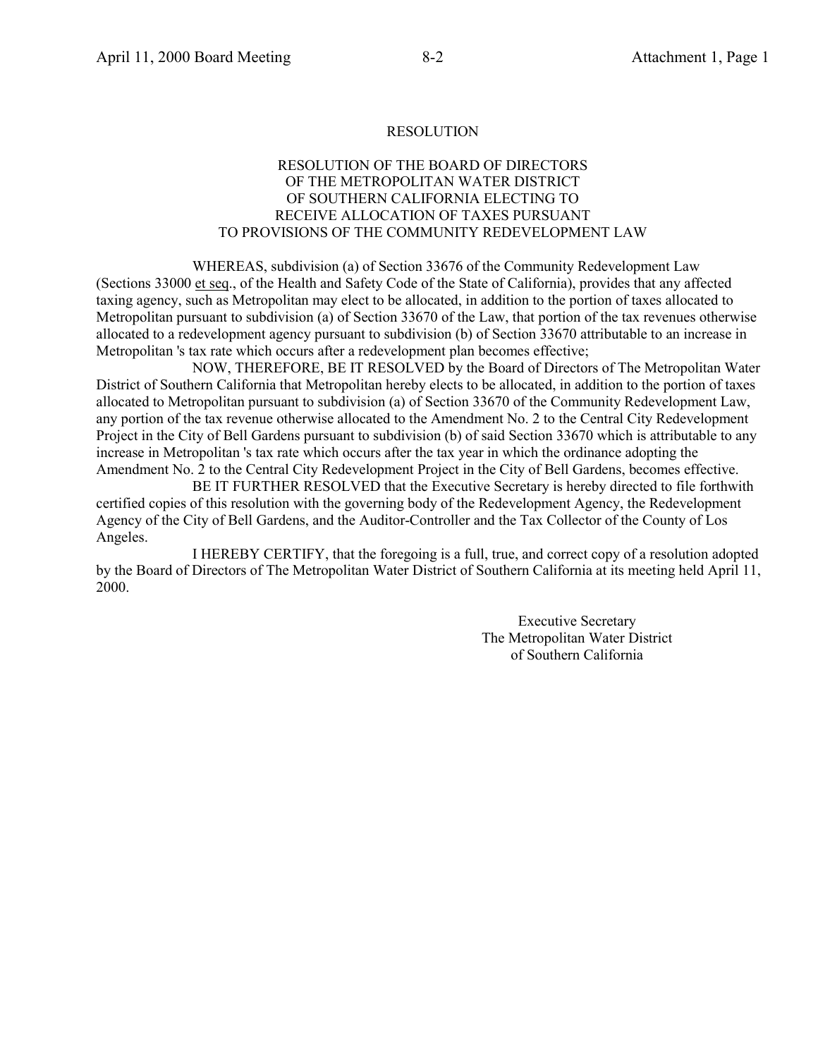# RESOLUTION

## RESOLUTION OF THE BOARD OF DIRECTORS OF THE METROPOLITAN WATER DISTRICT OF SOUTHERN CALIFORNIA ELECTING TO RECEIVE ALLOCATION OF TAXES PURSUANT TO PROVISIONS OF THE COMMUNITY REDEVELOPMENT LAW

WHEREAS, subdivision (a) of Section 33676 of the Community Redevelopment Law (Sections 33000 et seq., of the Health and Safety Code of the State of California), provides that any affected taxing agency, such as Metropolitan may elect to be allocated, in addition to the portion of taxes allocated to Metropolitan pursuant to subdivision (a) of Section 33670 of the Law, that portion of the tax revenues otherwise allocated to a redevelopment agency pursuant to subdivision (b) of Section 33670 attributable to an increase in Metropolitan 's tax rate which occurs after a redevelopment plan becomes effective;

NOW, THEREFORE, BE IT RESOLVED by the Board of Directors of The Metropolitan Water District of Southern California that Metropolitan hereby elects to be allocated, in addition to the portion of taxes allocated to Metropolitan pursuant to subdivision (a) of Section 33670 of the Community Redevelopment Law, any portion of the tax revenue otherwise allocated to the Amendment No. 2 to the Central City Redevelopment Project in the City of Bell Gardens pursuant to subdivision (b) of said Section 33670 which is attributable to any increase in Metropolitan 's tax rate which occurs after the tax year in which the ordinance adopting the Amendment No. 2 to the Central City Redevelopment Project in the City of Bell Gardens, becomes effective.

BE IT FURTHER RESOLVED that the Executive Secretary is hereby directed to file forthwith certified copies of this resolution with the governing body of the Redevelopment Agency, the Redevelopment Agency of the City of Bell Gardens, and the Auditor-Controller and the Tax Collector of the County of Los Angeles.

I HEREBY CERTIFY, that the foregoing is a full, true, and correct copy of a resolution adopted by the Board of Directors of The Metropolitan Water District of Southern California at its meeting held April 11, 2000.

Executive Secretary
The Metropolitan Water District
of Southern California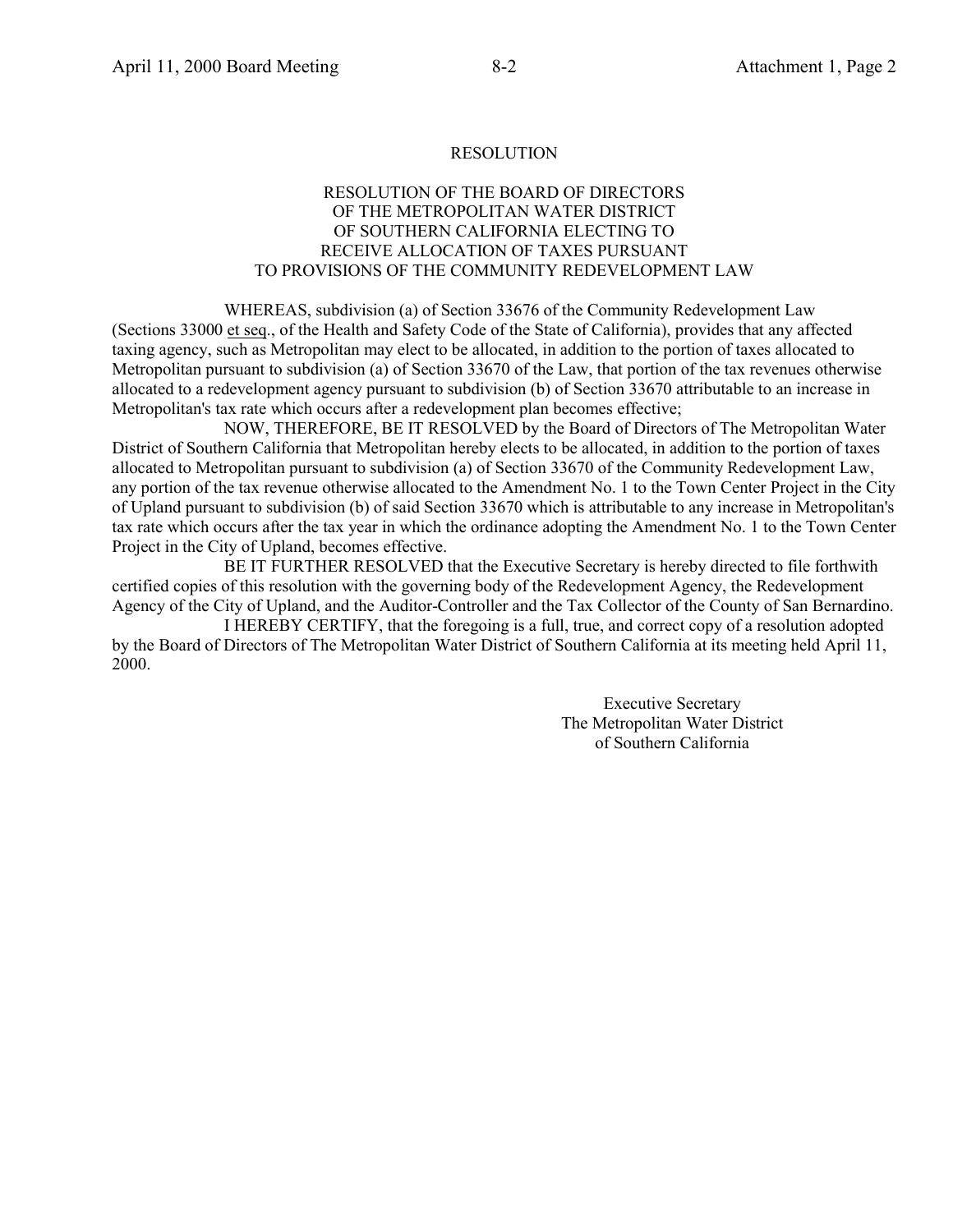# RESOLUTION

## RESOLUTION OF THE BOARD OF DIRECTORS OF THE METROPOLITAN WATER DISTRICT OF SOUTHERN CALIFORNIA ELECTING TO RECEIVE ALLOCATION OF TAXES PURSUANT TO PROVISIONS OF THE COMMUNITY REDEVELOPMENT LAW

WHEREAS, subdivision (a) of Section 33676 of the Community Redevelopment Law (Sections 33000 et seq., of the Health and Safety Code of the State of California), provides that any affected taxing agency, such as Metropolitan may elect to be allocated, in addition to the portion of taxes allocated to Metropolitan pursuant to subdivision (a) of Section 33670 of the Law, that portion of the tax revenues otherwise allocated to a redevelopment agency pursuant to subdivision (b) of Section 33670 attributable to an increase in Metropolitan's tax rate which occurs after a redevelopment plan becomes effective;

NOW, THEREFORE, BE IT RESOLVED by the Board of Directors of The Metropolitan Water District of Southern California that Metropolitan hereby elects to be allocated, in addition to the portion of taxes allocated to Metropolitan pursuant to subdivision (a) of Section 33670 of the Community Redevelopment Law, any portion of the tax revenue otherwise allocated to the Amendment No. 1 to the Town Center Project in the City of Upland pursuant to subdivision (b) of said Section 33670 which is attributable to any increase in Metropolitan's tax rate which occurs after the tax year in which the ordinance adopting the Amendment No. 1 to the Town Center Project in the City of Upland, becomes effective.

BE IT FURTHER RESOLVED that the Executive Secretary is hereby directed to file forthwith certified copies of this resolution with the governing body of the Redevelopment Agency, the Redevelopment Agency of the City of Upland, and the Auditor-Controller and the Tax Collector of the County of San Bernardino.

I HEREBY CERTIFY, that the foregoing is a full, true, and correct copy of a resolution adopted by the Board of Directors of The Metropolitan Water District of Southern California at its meeting held April 11, 2000.

Executive Secretary
The Metropolitan Water District
of Southern California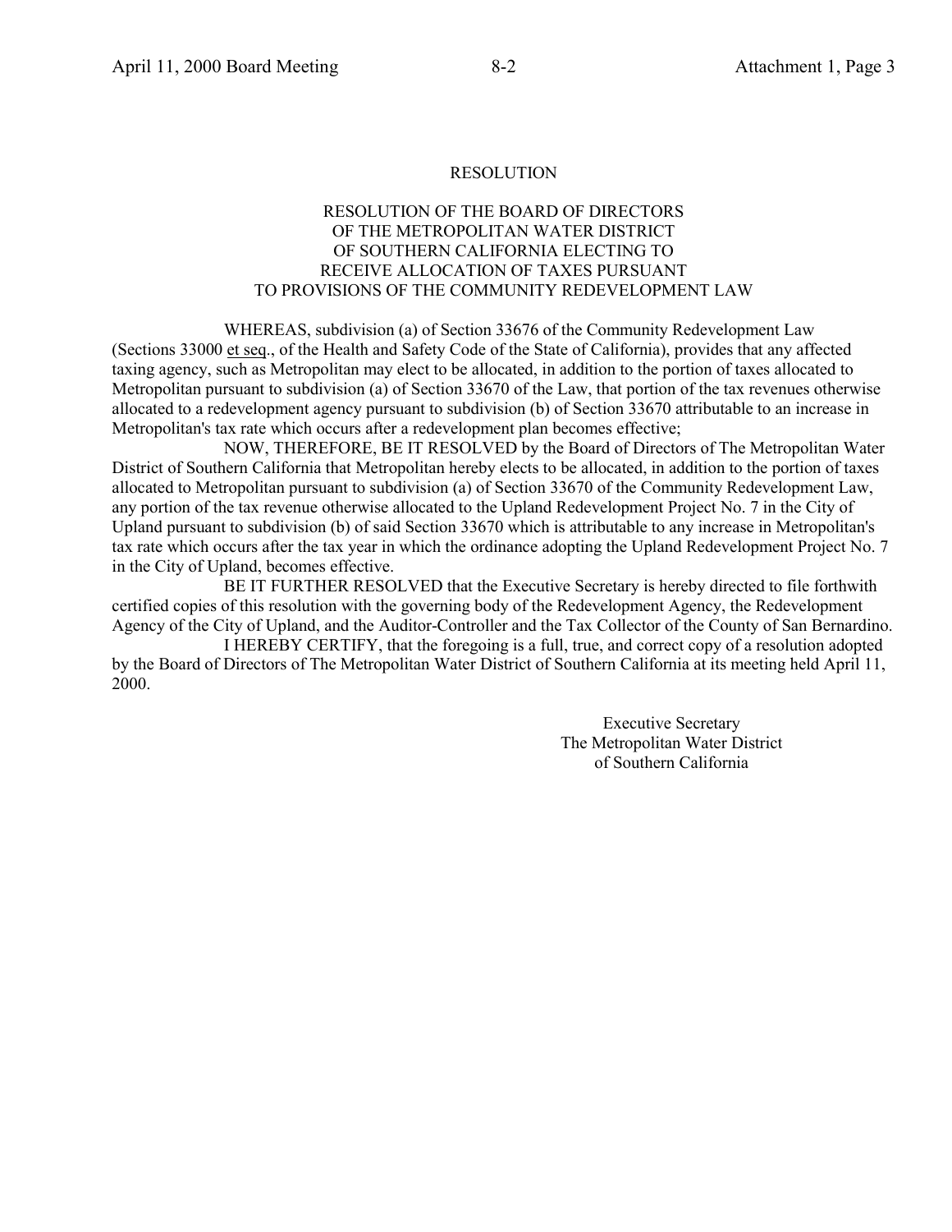# RESOLUTION

## RESOLUTION OF THE BOARD OF DIRECTORS OF THE METROPOLITAN WATER DISTRICT OF SOUTHERN CALIFORNIA ELECTING TO RECEIVE ALLOCATION OF TAXES PURSUANT TO PROVISIONS OF THE COMMUNITY REDEVELOPMENT LAW

WHEREAS, subdivision (a) of Section 33676 of the Community Redevelopment Law (Sections 33000 et seq., of the Health and Safety Code of the State of California), provides that any affected taxing agency, such as Metropolitan may elect to be allocated, in addition to the portion of taxes allocated to Metropolitan pursuant to subdivision (a) of Section 33670 of the Law, that portion of the tax revenues otherwise allocated to a redevelopment agency pursuant to subdivision (b) of Section 33670 attributable to an increase in Metropolitan's tax rate which occurs after a redevelopment plan becomes effective;

NOW, THEREFORE, BE IT RESOLVED by the Board of Directors of The Metropolitan Water District of Southern California that Metropolitan hereby elects to be allocated, in addition to the portion of taxes allocated to Metropolitan pursuant to subdivision (a) of Section 33670 of the Community Redevelopment Law, any portion of the tax revenue otherwise allocated to the Upland Redevelopment Project No. 7 in the City of Upland pursuant to subdivision (b) of said Section 33670 which is attributable to any increase in Metropolitan's tax rate which occurs after the tax year in which the ordinance adopting the Upland Redevelopment Project No. 7 in the City of Upland, becomes effective.

BE IT FURTHER RESOLVED that the Executive Secretary is hereby directed to file forthwith certified copies of this resolution with the governing body of the Redevelopment Agency, the Redevelopment Agency of the City of Upland, and the Auditor-Controller and the Tax Collector of the County of San Bernardino.

I HEREBY CERTIFY, that the foregoing is a full, true, and correct copy of a resolution adopted by the Board of Directors of The Metropolitan Water District of Southern California at its meeting held April 11, 2000.

Executive Secretary
The Metropolitan Water District
of Southern California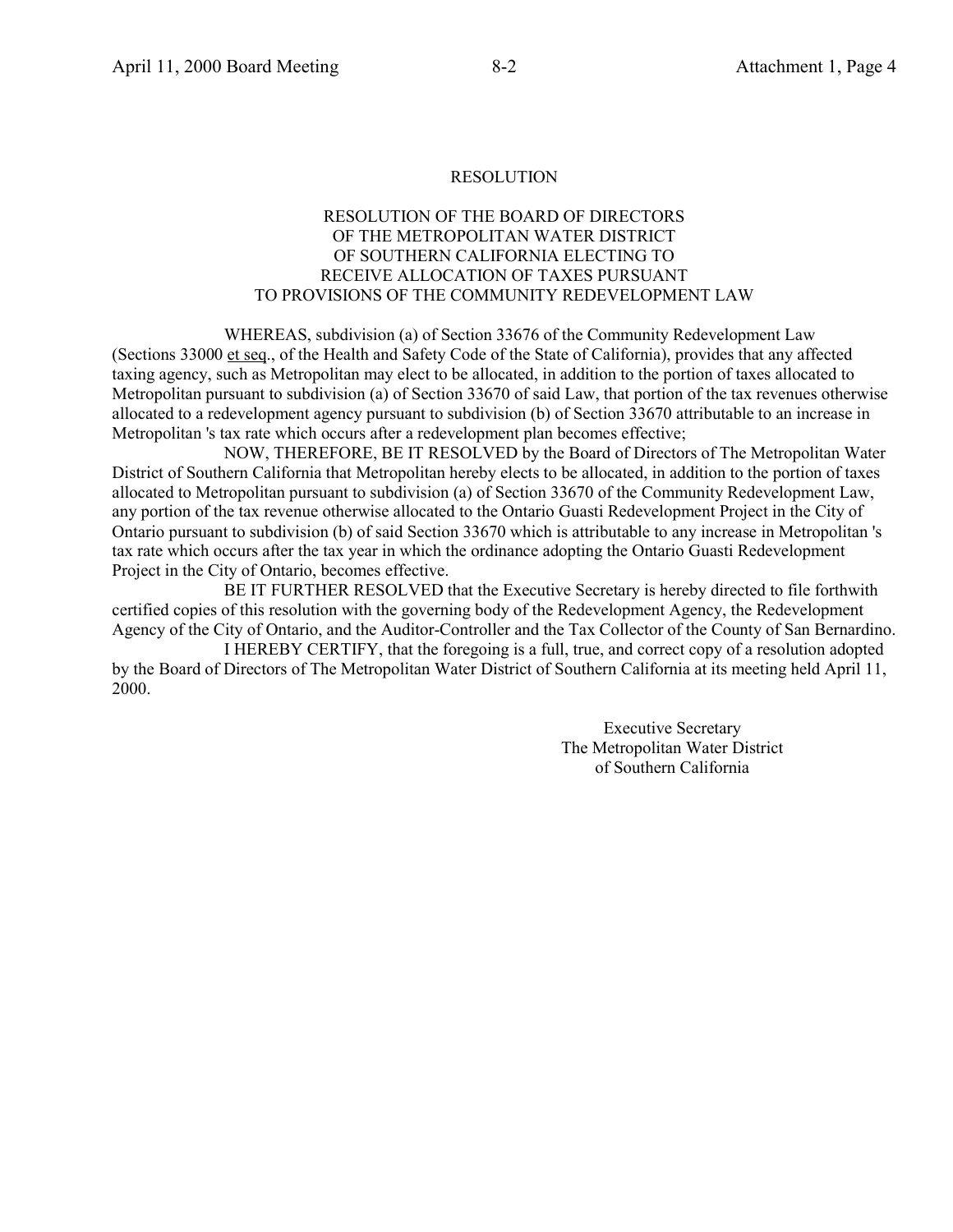# RESOLUTION

## RESOLUTION OF THE BOARD OF DIRECTORS OF THE METROPOLITAN WATER DISTRICT OF SOUTHERN CALIFORNIA ELECTING TO RECEIVE ALLOCATION OF TAXES PURSUANT TO PROVISIONS OF THE COMMUNITY REDEVELOPMENT LAW

WHEREAS, subdivision (a) of Section 33676 of the Community Redevelopment Law (Sections 33000 et seq., of the Health and Safety Code of the State of California), provides that any affected taxing agency, such as Metropolitan may elect to be allocated, in addition to the portion of taxes allocated to Metropolitan pursuant to subdivision (a) of Section 33670 of said Law, that portion of the tax revenues otherwise allocated to a redevelopment agency pursuant to subdivision (b) of Section 33670 attributable to an increase in Metropolitan 's tax rate which occurs after a redevelopment plan becomes effective;

NOW, THEREFORE, BE IT RESOLVED by the Board of Directors of The Metropolitan Water District of Southern California that Metropolitan hereby elects to be allocated, in addition to the portion of taxes allocated to Metropolitan pursuant to subdivision (a) of Section 33670 of the Community Redevelopment Law, any portion of the tax revenue otherwise allocated to the Ontario Guasti Redevelopment Project in the City of Ontario pursuant to subdivision (b) of said Section 33670 which is attributable to any increase in Metropolitan 's tax rate which occurs after the tax year in which the ordinance adopting the Ontario Guasti Redevelopment Project in the City of Ontario, becomes effective.

BE IT FURTHER RESOLVED that the Executive Secretary is hereby directed to file forthwith certified copies of this resolution with the governing body of the Redevelopment Agency, the Redevelopment Agency of the City of Ontario, and the Auditor-Controller and the Tax Collector of the County of San Bernardino.

I HEREBY CERTIFY, that the foregoing is a full, true, and correct copy of a resolution adopted by the Board of Directors of The Metropolitan Water District of Southern California at its meeting held April 11, 2000.

Executive Secretary
The Metropolitan Water District
of Southern California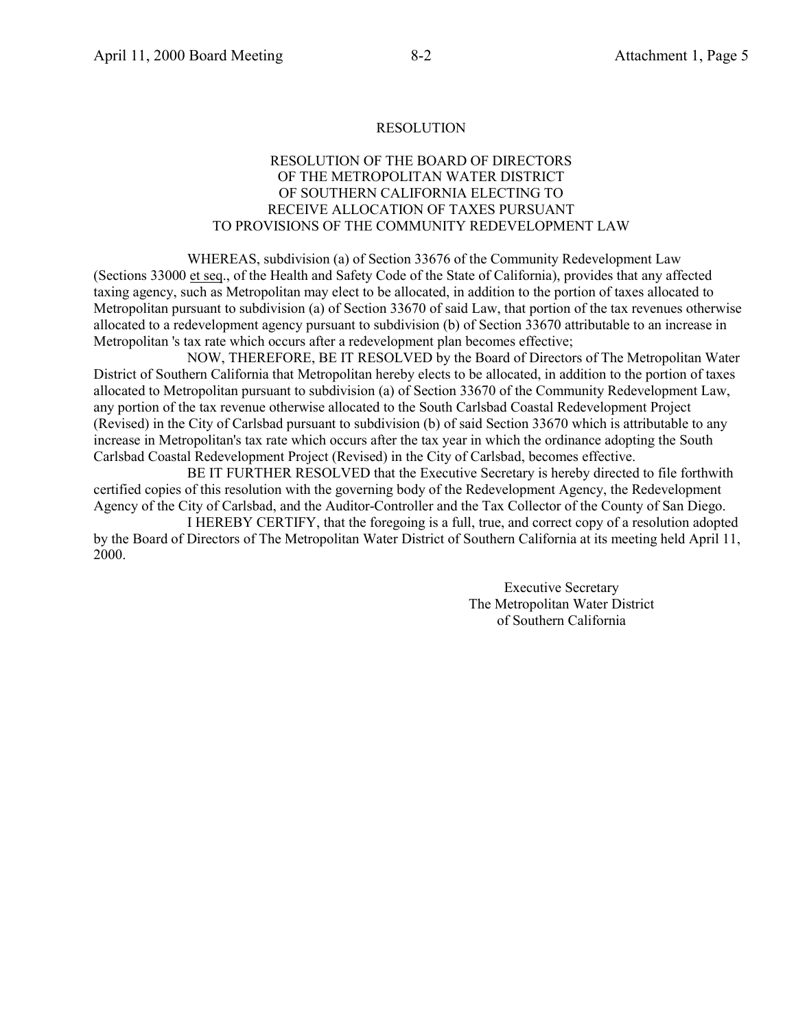RESOLUTION

RESOLUTION OF THE BOARD OF DIRECTORS
OF THE METROPOLITAN WATER DISTRICT
OF SOUTHERN CALIFORNIA ELECTING TO
RECEIVE ALLOCATION OF TAXES PURSUANT
TO PROVISIONS OF THE COMMUNITY REDEVELOPMENT LAW

WHEREAS, subdivision (a) of Section 33676 of the Community Redevelopment Law (Sections 33000 et seq., of the Health and Safety Code of the State of California), provides that any affected taxing agency, such as Metropolitan may elect to be allocated, in addition to the portion of taxes allocated to Metropolitan pursuant to subdivision (a) of Section 33670 of said Law, that portion of the tax revenues otherwise allocated to a redevelopment agency pursuant to subdivision (b) of Section 33670 attributable to an increase in Metropolitan 's tax rate which occurs after a redevelopment plan becomes effective;

NOW, THEREFORE, BE IT RESOLVED by the Board of Directors of The Metropolitan Water District of Southern California that Metropolitan hereby elects to be allocated, in addition to the portion of taxes allocated to Metropolitan pursuant to subdivision (a) of Section 33670 of the Community Redevelopment Law, any portion of the tax revenue otherwise allocated to the South Carlsbad Coastal Redevelopment Project (Revised) in the City of Carlsbad pursuant to subdivision (b) of said Section 33670 which is attributable to any increase in Metropolitan's tax rate which occurs after the tax year in which the ordinance adopting the South Carlsbad Coastal Redevelopment Project (Revised) in the City of Carlsbad, becomes effective.

BE IT FURTHER RESOLVED that the Executive Secretary is hereby directed to file forthwith certified copies of this resolution with the governing body of the Redevelopment Agency, the Redevelopment Agency of the City of Carlsbad, and the Auditor-Controller and the Tax Collector of the County of San Diego.

I HEREBY CERTIFY, that the foregoing is a full, true, and correct copy of a resolution adopted by the Board of Directors of The Metropolitan Water District of Southern California at its meeting held April 11, 2000.

Executive Secretary
The Metropolitan Water District
of Southern California